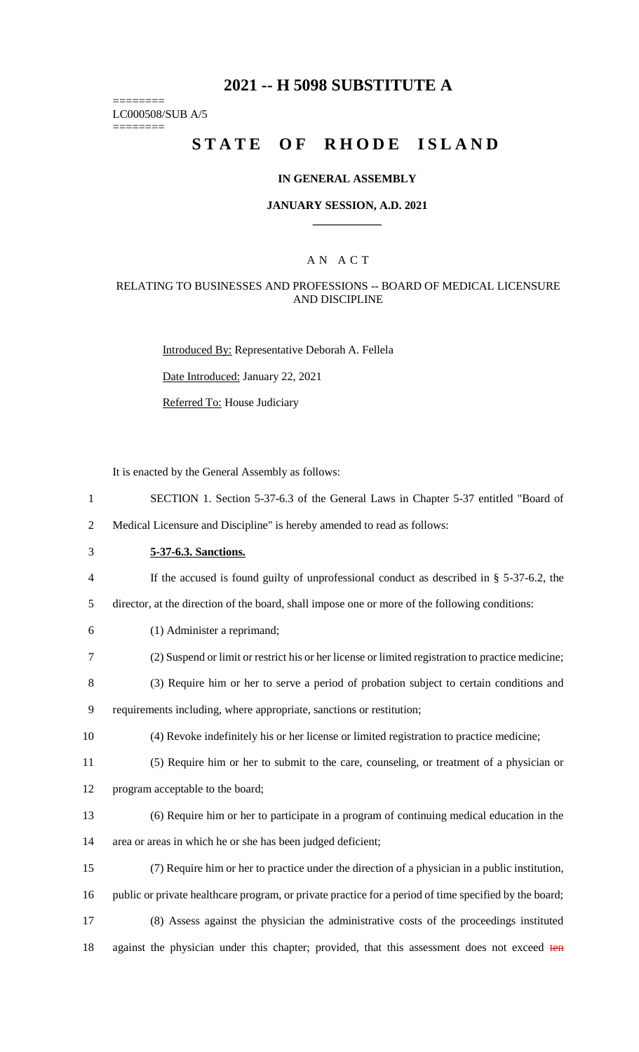# 2021 -- H 5098 SUBSTITUTE A

========
LC000508/SUB A/5
========

# STATE OF RHODE ISLAND

## IN GENERAL ASSEMBLY

### JANUARY SESSION, A.D. 2021

## A N A C T

### RELATING TO BUSINESSES AND PROFESSIONS -- BOARD OF MEDICAL LICENSURE AND DISCIPLINE

Introduced By: Representative Deborah A. Fellela

Date Introduced: January 22, 2021

Referred To: House Judiciary

It is enacted by the General Assembly as follows:

1 SECTION 1. Section 5-37-6.3 of the General Laws in Chapter 5-37 entitled "Board of
2 Medical Licensure and Discipline" is hereby amended to read as follows:

3 **5-37-6.3. Sanctions.**

4 If the accused is found guilty of unprofessional conduct as described in § 5-37-6.2, the
5 director, at the direction of the board, shall impose one or more of the following conditions:

6 (1) Administer a reprimand;

7 (2) Suspend or limit or restrict his or her license or limited registration to practice medicine;

8 (3) Require him or her to serve a period of probation subject to certain conditions and
9 requirements including, where appropriate, sanctions or restitution;

10 (4) Revoke indefinitely his or her license or limited registration to practice medicine;

11 (5) Require him or her to submit to the care, counseling, or treatment of a physician or
12 program acceptable to the board;

13 (6) Require him or her to participate in a program of continuing medical education in the
14 area or areas in which he or she has been judged deficient;

15 (7) Require him or her to practice under the direction of a physician in a public institution,
16 public or private healthcare program, or private practice for a period of time specified by the board;

17 (8) Assess against the physician the administrative costs of the proceedings instituted
18 against the physician under this chapter; provided, that this assessment does not exceed ~~ten~~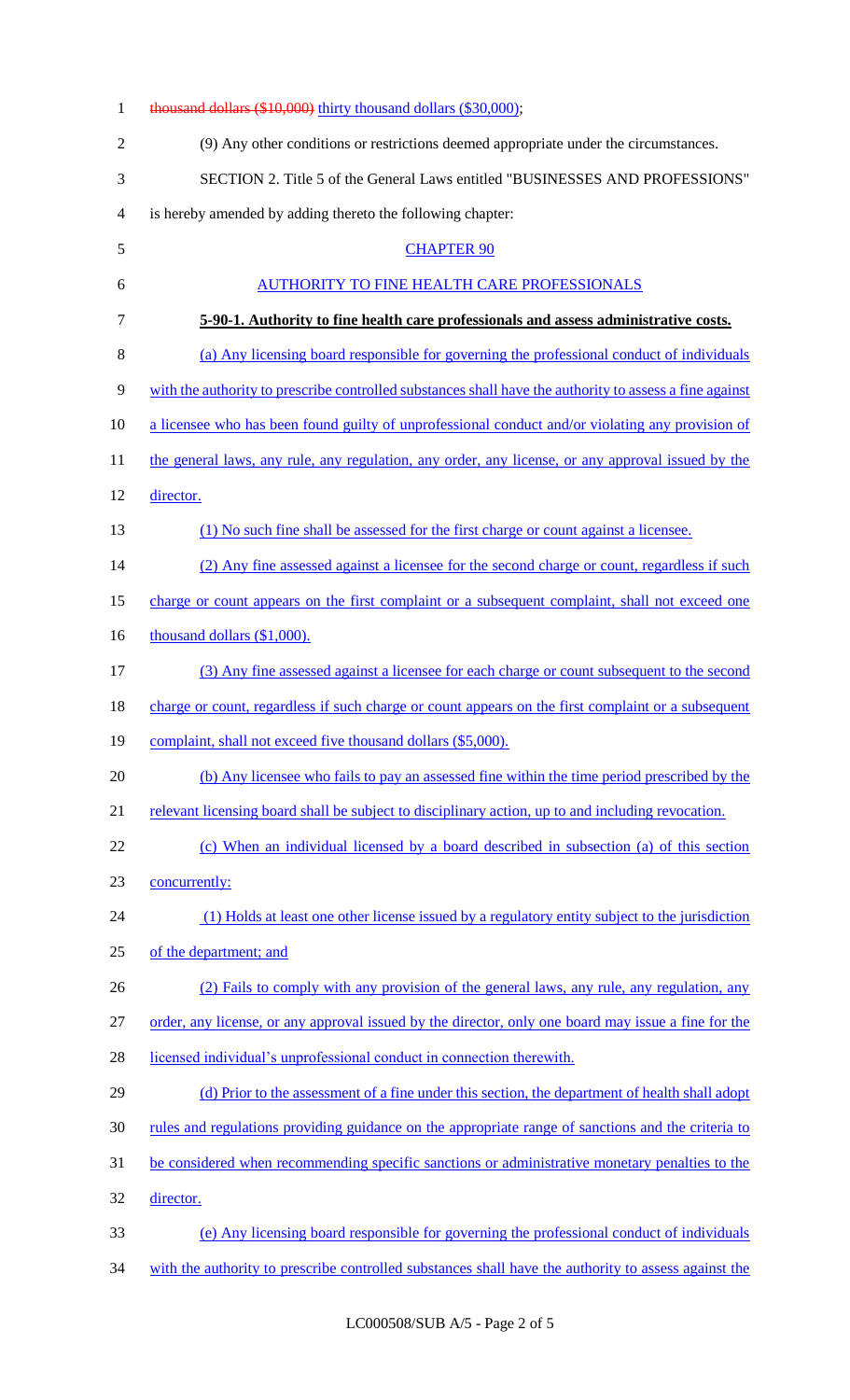~~thousand dollars ($10,000)~~ thirty thousand dollars ($30,000);

(9) Any other conditions or restrictions deemed appropriate under the circumstances.

SECTION 2. Title 5 of the General Laws entitled "BUSINESSES AND PROFESSIONS" is hereby amended by adding thereto the following chapter:

CHAPTER 90

AUTHORITY TO FINE HEALTH CARE PROFESSIONALS

**5-90-1. Authority to fine health care professionals and assess administrative costs.**

(a) Any licensing board responsible for governing the professional conduct of individuals with the authority to prescribe controlled substances shall have the authority to assess a fine against a licensee who has been found guilty of unprofessional conduct and/or violating any provision of the general laws, any rule, any regulation, any order, any license, or any approval issued by the director.

(1) No such fine shall be assessed for the first charge or count against a licensee.

(2) Any fine assessed against a licensee for the second charge or count, regardless if such charge or count appears on the first complaint or a subsequent complaint, shall not exceed one thousand dollars ($1,000).

(3) Any fine assessed against a licensee for each charge or count subsequent to the second charge or count, regardless if such charge or count appears on the first complaint or a subsequent complaint, shall not exceed five thousand dollars ($5,000).

(b) Any licensee who fails to pay an assessed fine within the time period prescribed by the relevant licensing board shall be subject to disciplinary action, up to and including revocation.

(c) When an individual licensed by a board described in subsection (a) of this section concurrently:

(1) Holds at least one other license issued by a regulatory entity subject to the jurisdiction of the department; and

(2) Fails to comply with any provision of the general laws, any rule, any regulation, any order, any license, or any approval issued by the director, only one board may issue a fine for the licensed individual's unprofessional conduct in connection therewith.

(d) Prior to the assessment of a fine under this section, the department of health shall adopt rules and regulations providing guidance on the appropriate range of sanctions and the criteria to be considered when recommending specific sanctions or administrative monetary penalties to the director.

(e) Any licensing board responsible for governing the professional conduct of individuals with the authority to prescribe controlled substances shall have the authority to assess against the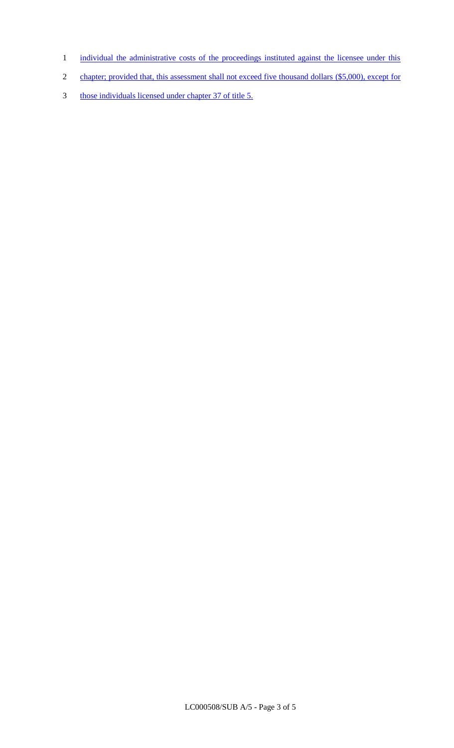individual the administrative costs of the proceedings instituted against the licensee under this chapter; provided that, this assessment shall not exceed five thousand dollars ($5,000), except for those individuals licensed under chapter 37 of title 5.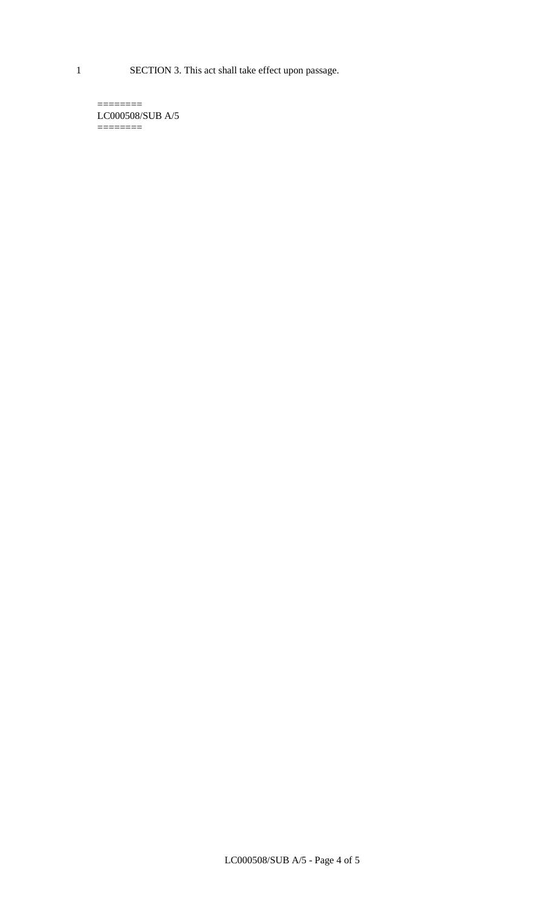SECTION 3. This act shall take effect upon passage.

========
LC000508/SUB A/5
========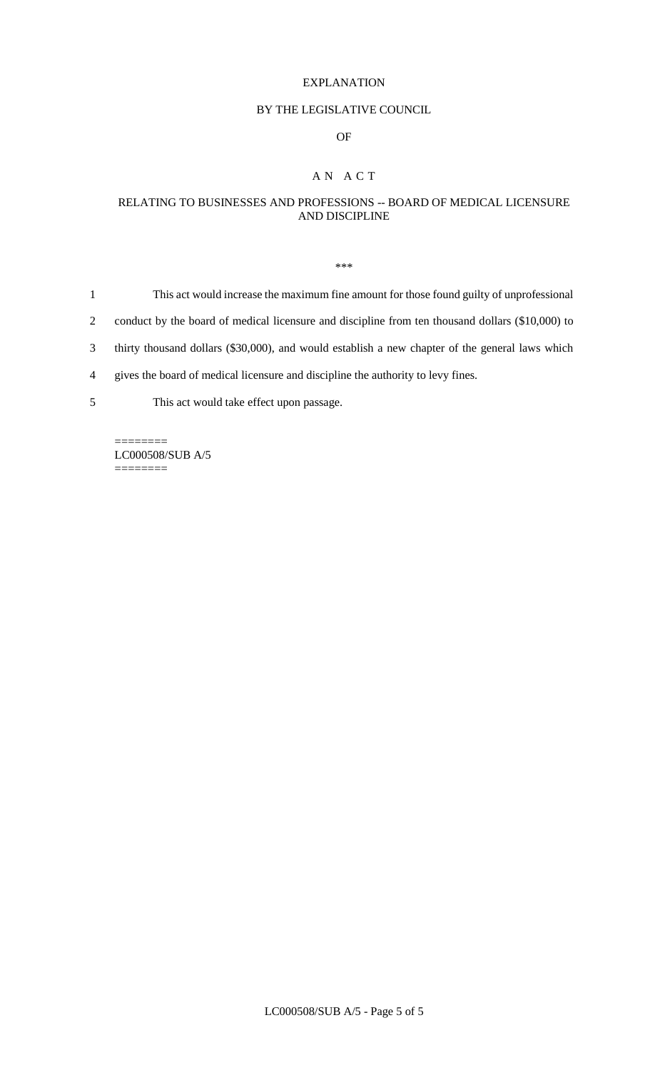EXPLANATION

BY THE LEGISLATIVE COUNCIL

OF

# A N A C T

RELATING TO BUSINESSES AND PROFESSIONS -- BOARD OF MEDICAL LICENSURE AND DISCIPLINE

\*\*\*

1 This act would increase the maximum fine amount for those found guilty of unprofessional
2 conduct by the board of medical licensure and discipline from ten thousand dollars ($10,000) to
3 thirty thousand dollars ($30,000), and would establish a new chapter of the general laws which
4 gives the board of medical licensure and discipline the authority to levy fines.
5 This act would take effect upon passage.

========
LC000508/SUB A/5
========